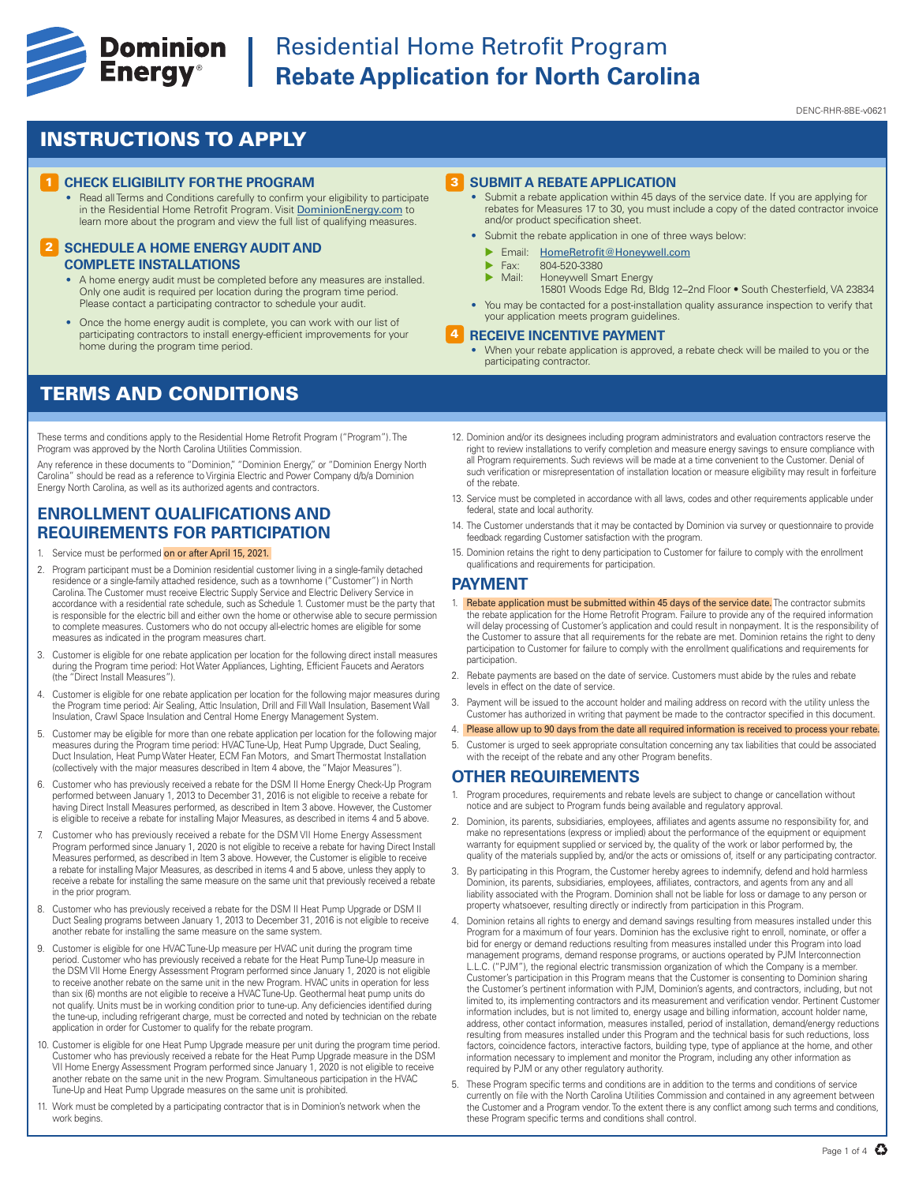# Residential Home Retrofit Program
# Rebate Application for North Carolina

DENC-RHR-8BE-v0621

## INSTRUCTIONS TO APPLY

### 1 CHECK ELIGIBILITY FOR THE PROGRAM

- Read all Terms and Conditions carefully to confirm your eligibility to participate in the Residential Home Retrofit Program. Visit DominionEnergy.com to learn more about the program and view the full list of qualifying measures.

### 2 SCHEDULE A HOME ENERGY AUDIT AND COMPLETE INSTALLATIONS

- A home energy audit must be completed before any measures are installed. Only one audit is required per location during the program time period. Please contact a participating contractor to schedule your audit.
- Once the home energy audit is complete, you can work with our list of participating contractors to install energy-efficient improvements for your home during the program time period.

### 3 SUBMIT A REBATE APPLICATION

- Submit a rebate application within 45 days of the service date. If you are applying for rebates for Measures 17 to 30, you must include a copy of the dated contractor invoice and/or product specification sheet.
- Submit the rebate application in one of three ways below:
  - Email: HomeRetrofit@Honeywell.com
  - Fax: 804-520-3380
  - Mail: Honeywell Smart Energy
    15801 Woods Edge Rd, Bldg 12–2nd Floor • South Chesterfield, VA 23834
- You may be contacted for a post-installation quality assurance inspection to verify that your application meets program guidelines.

### 4 RECEIVE INCENTIVE PAYMENT

- When your rebate application is approved, a rebate check will be mailed to you or the participating contractor.

## TERMS AND CONDITIONS

These terms and conditions apply to the Residential Home Retrofit Program ("Program"). The Program was approved by the North Carolina Utilities Commission.

Any reference in these documents to "Dominion," "Dominion Energy," or "Dominion Energy North Carolina" should be read as a reference to Virginia Electric and Power Company d/b/a Dominion Energy North Carolina, as well as its authorized agents and contractors.

### ENROLLMENT QUALIFICATIONS AND REQUIREMENTS FOR PARTICIPATION

1. Service must be performed on or after April 15, 2021.
2. Program participant must be a Dominion residential customer living in a single-family detached residence or a single-family attached residence, such as a townhome ("Customer") in North Carolina. The Customer must receive Electric Supply Service and Electric Delivery Service in accordance with a residential rate schedule, such as Schedule 1. Customer must be the party that is responsible for the electric bill and either own the home or otherwise able to secure permission to complete measures. Customers who do not occupy all-electric homes are eligible for some measures as indicated in the program measures chart.
3. Customer is eligible for one rebate application per location for the following direct install measures during the Program time period: Hot Water Appliances, Lighting, Efficient Faucets and Aerators (the "Direct Install Measures").
4. Customer is eligible for one rebate application per location for the following major measures during the Program time period: Air Sealing, Attic Insulation, Drill and Fill Wall Insulation, Basement Wall Insulation, Crawl Space Insulation and Central Home Energy Management System.
5. Customer may be eligible for more than one rebate application per location for the following major measures during the Program time period: HVAC Tune-Up, Heat Pump Upgrade, Duct Sealing, Duct Insulation, Heat Pump Water Heater, ECM Fan Motors, and Smart Thermostat Installation (collectively with the major measures described in Item 4 above, the "Major Measures").
6. Customer who has previously received a rebate for the DSM II Home Energy Check-Up Program performed between January 1, 2013 to December 31, 2016 is not eligible to receive a rebate for having Direct Install Measures performed, as described in Item 3 above. However, the Customer is eligible to receive a rebate for installing Major Measures, as described in items 4 and 5 above.
7. Customer who has previously received a rebate for the DSM VII Home Energy Assessment Program performed since January 1, 2020 is not eligible to receive a rebate for having Direct Install Measures performed, as described in Item 3 above. However, the Customer is eligible to receive a rebate for installing Major Measures, as described in items 4 and 5 above, unless they apply to receive a rebate for installing the same measure on the same unit that previously received a rebate in the prior program.
8. Customer who has previously received a rebate for the DSM II Heat Pump Upgrade or DSM II Duct Sealing programs between January 1, 2013 to December 31, 2016 is not eligible to receive another rebate for installing the same measure on the same system.
9. Customer is eligible for one HVAC Tune-Up measure per HVAC unit during the program time period. Customer who has previously received a rebate for the Heat Pump Tune-Up measure in the DSM VII Home Energy Assessment Program performed since January 1, 2020 is not eligible to receive another rebate on the same unit in the new Program. HVAC units in operation for less than six (6) months are not eligible to receive a HVAC Tune-Up. Geothermal heat pump units do not qualify. Units must be in working condition prior to tune-up. Any deficiencies identified during the tune-up, including refrigerant charge, must be corrected and noted by technician on the rebate application in order for Customer to qualify for the rebate program.
10. Customer is eligible for one Heat Pump Upgrade measure per unit during the program time period. Customer who has previously received a rebate for the Heat Pump Upgrade measure in the DSM VII Home Energy Assessment Program performed since January 1, 2020 is not eligible to receive another rebate on the same unit in the new Program. Simultaneous participation in the HVAC Tune-Up and Heat Pump Upgrade measures on the same unit is prohibited.
11. Work must be completed by a participating contractor that is in Dominion's network when the work begins.
12. Dominion and/or its designees including program administrators and evaluation contractors reserve the right to review installations to verify completion and measure energy savings to ensure compliance with all Program requirements. Such reviews will be made at a time convenient to the Customer. Denial of such verification or misrepresentation of installation location or measure eligibility may result in forfeiture of the rebate.
13. Service must be completed in accordance with all laws, codes and other requirements applicable under federal, state and local authority.
14. The Customer understands that it may be contacted by Dominion via survey or questionnaire to provide feedback regarding Customer satisfaction with the program.
15. Dominion retains the right to deny participation to Customer for failure to comply with the enrollment qualifications and requirements for participation.

### PAYMENT

1. Rebate application must be submitted within 45 days of the service date. The contractor submits the rebate application for the Home Retrofit Program. Failure to provide any of the required information will delay processing of Customer's application and could result in nonpayment. It is the responsibility of the Customer to assure that all requirements for the rebate are met. Dominion retains the right to deny participation to Customer for failure to comply with the enrollment qualifications and requirements for participation.
2. Rebate payments are based on the date of service. Customers must abide by the rules and rebate levels in effect on the date of service.
3. Payment will be issued to the account holder and mailing address on record with the utility unless the Customer has authorized in writing that payment be made to the contractor specified in this document.
4. Please allow up to 90 days from the date all required information is received to process your rebate.
5. Customer is urged to seek appropriate consultation concerning any tax liabilities that could be associated with the receipt of the rebate and any other Program benefits.

### OTHER REQUIREMENTS

1. Program procedures, requirements and rebate levels are subject to change or cancellation without notice and are subject to Program funds being available and regulatory approval.
2. Dominion, its parents, subsidiaries, employees, affiliates and agents assume no responsibility for, and make no representations (express or implied) about the performance of the equipment or equipment warranty for equipment supplied or serviced by, the quality of the work or labor performed by, the quality of the materials supplied by, and/or the acts or omissions of, itself or any participating contractor.
3. By participating in this Program, the Customer hereby agrees to indemnify, defend and hold harmless Dominion, its parents, subsidiaries, employees, affiliates, contractors, and agents from any and all liability associated with the Program. Dominion shall not be liable for loss or damage to any person or property whatsoever, resulting directly or indirectly from participation in this Program.
4. Dominion retains all rights to energy and demand savings resulting from measures installed under this Program for a maximum of four years. Dominion has the exclusive right to enroll, nominate, or offer a bid for energy or demand reductions resulting from measures installed under this Program into load management programs, demand response programs, or auctions operated by PJM Interconnection L.L.C. ("PJM"), the regional electric transmission organization of which the Company is a member. Customer's participation in this Program means that the Customer is consenting to Dominion sharing the Customer's pertinent information with PJM, Dominion's agents, and contractors, including, but not limited to, its implementing contractors and its measurement and verification vendor. Pertinent Customer information includes, but is not limited to, energy usage and billing information, account holder name, address, other contact information, measures installed, period of installation, demand/energy reductions resulting from measures installed under this Program and the technical basis for such reductions, loss factors, coincidence factors, interactive factors, building type, type of appliance at the home, and other information necessary to implement and monitor the Program, including any other information as required by PJM or any other regulatory authority.
5. These Program specific terms and conditions are in addition to the terms and conditions of service currently on file with the North Carolina Utilities Commission and contained in any agreement between the Customer and a Program vendor. To the extent there is any conflict among such terms and conditions, these Program specific terms and conditions shall control.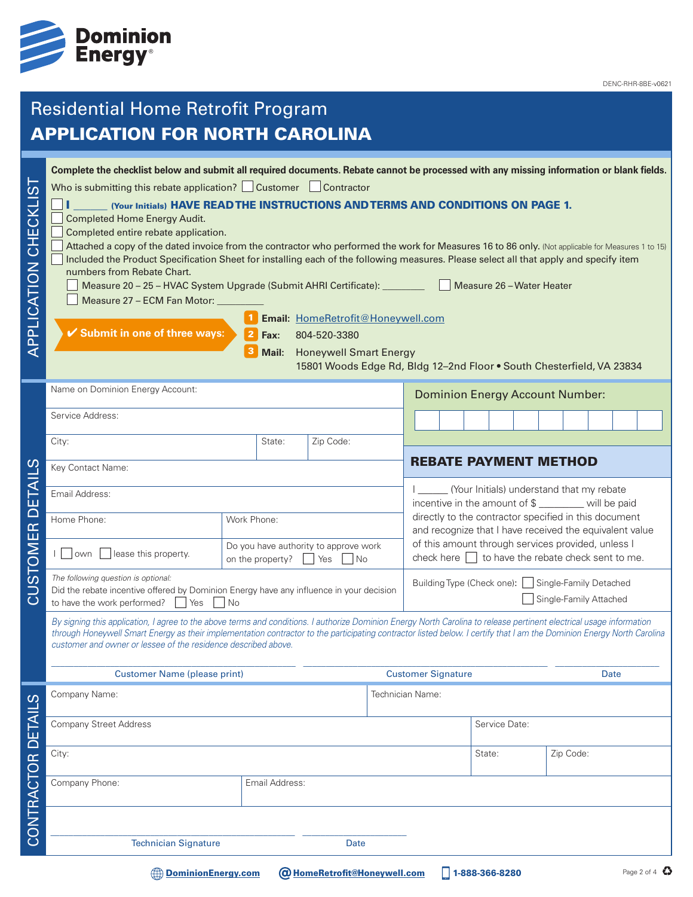DENC-RHR-8BE-v0621

# Residential Home Retrofit Program

# APPLICATION FOR NORTH CAROLINA

## APPLICATION CHECKLIST

**Complete the checklist below and submit all required documents. Rebate cannot be processed with any missing information or blank fields.**

Who is submitting this rebate application? ☐ Customer ☐ Contractor

- ☐ **I ______ (Your Initials) HAVE READ THE INSTRUCTIONS AND TERMS AND CONDITIONS ON PAGE 1.**
- ☐ Completed Home Energy Audit.
- ☐ Completed entire rebate application.
- ☐ Attached a copy of the dated invoice from the contractor who performed the work for Measures 16 to 86 only. (Not applicable for Measures 1 to 15)
- ☐ Included the Product Specification Sheet for installing each of the following measures. Please select all that apply and specify item numbers from Rebate Chart.
  - ☐ Measure 20 – 25 – HVAC System Upgrade (Submit AHRI Certificate): ________
  - ☐ Measure 26 – Water Heater
  - ☐ Measure 27 – ECM Fan Motor: ________

**✔ Submit in one of three ways:**

1. **Email:** HomeRetrofit@Honeywell.com
2. **Fax:** 804-520-3380
3. **Mail:** Honeywell Smart Energy
   15801 Woods Edge Rd, Bldg 12–2nd Floor • South Chesterfield, VA 23834

## CUSTOMER DETAILS

| | | | |
|---|---|---|---|
| Name on Dominion Energy Account: | | | |
| Service Address: | | | |
| City: | State: | Zip Code: | |
| Key Contact Name: | | | |
| Email Address: | | | |
| Home Phone: | Work Phone: | | |
| I ☐ own ☐ lease this property. | Do you have authority to approve work on the property? ☐ Yes ☐ No | | |

**Dominion Energy Account Number:** ☐☐☐☐☐☐☐☐☐☐

### REBATE PAYMENT METHOD

I ______ (Your Initials) understand that my rebate incentive in the amount of $ ________ will be paid directly to the contractor specified in this document and recognize that I have received the equivalent value of this amount through services provided, unless I check here ☐ to have the rebate check sent to me.

Building Type (Check one): ☐ Single-Family Detached ☐ Single-Family Attached

*The following question is optional:*
Did the rebate incentive offered by Dominion Energy have any influence in your decision to have the work performed? ☐ Yes ☐ No

*By signing this application, I agree to the above terms and conditions. I authorize Dominion Energy North Carolina to release pertinent electrical usage information through Honeywell Smart Energy as their implementation contractor to the participating contractor listed below. I certify that I am the Dominion Energy North Carolina customer and owner or lessee of the residence described above.*

______________________ ______________________ ____________
Customer Name (please print) Customer Signature Date

## CONTRACTOR DETAILS

| | | | |
|---|---|---|---|
| Company Name: | Technician Name: | | |
| Company Street Address | | Service Date: | |
| City: | | State: | Zip Code: |
| Company Phone: | Email Address: | | |

______________________ ____________
Technician Signature Date

DominionEnergy.com | HomeRetrofit@Honeywell.com | 1-888-366-8280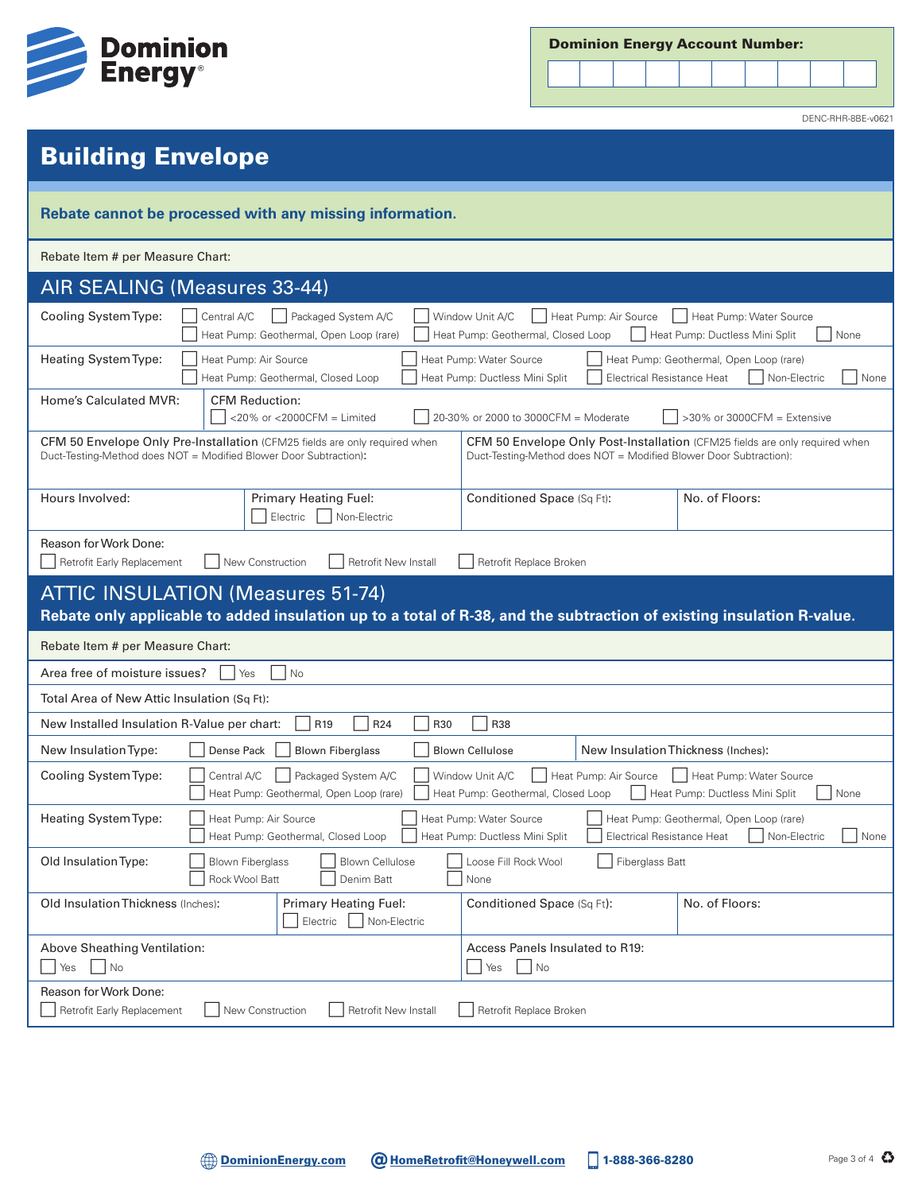**Dominion Energy Account Number:**

DENC-RHR-8BE-v0621

# Building Envelope

**Rebate cannot be processed with any missing information.**

Rebate Item # per Measure Chart:

## AIR SEALING (Measures 33-44)

**Cooling System Type:** ☐ Central A/C ☐ Packaged System A/C ☐ Window Unit A/C ☐ Heat Pump: Air Source ☐ Heat Pump: Water Source ☐ Heat Pump: Geothermal, Open Loop (rare) ☐ Heat Pump: Geothermal, Closed Loop ☐ Heat Pump: Ductless Mini Split ☐ None

**Heating System Type:** ☐ Heat Pump: Air Source ☐ Heat Pump: Water Source ☐ Heat Pump: Geothermal, Open Loop (rare) ☐ Heat Pump: Geothermal, Closed Loop ☐ Heat Pump: Ductless Mini Split ☐ Electrical Resistance Heat ☐ Non-Electric ☐ None

**Home's Calculated MVR:**

**CFM Reduction:** ☐ <20% or <2000CFM = Limited ☐ 20-30% or 2000 to 3000CFM = Moderate ☐ >30% or 3000CFM = Extensive

**CFM 50 Envelope Only Pre-Installation** (CFM25 fields are only required when Duct-Testing-Method does NOT = Modified Blower Door Subtraction):

**CFM 50 Envelope Only Post-Installation** (CFM25 fields are only required when Duct-Testing-Method does NOT = Modified Blower Door Subtraction):

**Hours Involved:**

**Primary Heating Fuel:** ☐ Electric ☐ Non-Electric

**Conditioned Space** (Sq Ft):

**No. of Floors:**

**Reason for Work Done:** ☐ Retrofit Early Replacement ☐ New Construction ☐ Retrofit New Install ☐ Retrofit Replace Broken

## ATTIC INSULATION (Measures 51-74)

**Rebate only applicable to added insulation up to a total of R-38, and the subtraction of existing insulation R-value.**

Rebate Item # per Measure Chart:

**Area free of moisture issues?** ☐ Yes ☐ No

**Total Area of New Attic Insulation** (Sq Ft):

**New Installed Insulation R-Value per chart:** ☐ R19 ☐ R24 ☐ R30 ☐ R38

**New Insulation Type:** ☐ Dense Pack ☐ Blown Fiberglass ☐ Blown Cellulose

**New Insulation Thickness** (Inches):

**Cooling System Type:** ☐ Central A/C ☐ Packaged System A/C ☐ Window Unit A/C ☐ Heat Pump: Air Source ☐ Heat Pump: Water Source ☐ Heat Pump: Geothermal, Open Loop (rare) ☐ Heat Pump: Geothermal, Closed Loop ☐ Heat Pump: Ductless Mini Split ☐ None

**Heating System Type:** ☐ Heat Pump: Air Source ☐ Heat Pump: Water Source ☐ Heat Pump: Geothermal, Open Loop (rare) ☐ Heat Pump: Geothermal, Closed Loop ☐ Heat Pump: Ductless Mini Split ☐ Electrical Resistance Heat ☐ Non-Electric ☐ None

**Old Insulation Type:** ☐ Blown Fiberglass ☐ Blown Cellulose ☐ Loose Fill Rock Wool ☐ Fiberglass Batt ☐ Rock Wool Batt ☐ Denim Batt ☐ None

**Old Insulation Thickness** (Inches):

**Primary Heating Fuel:** ☐ Electric ☐ Non-Electric

**Conditioned Space** (Sq Ft):

**No. of Floors:**

**Above Sheathing Ventilation:** ☐ Yes ☐ No

**Access Panels Insulated to R19:** ☐ Yes ☐ No

**Reason for Work Done:** ☐ Retrofit Early Replacement ☐ New Construction ☐ Retrofit New Install ☐ Retrofit Replace Broken

DominionEnergy.com | HomeRetrofit@Honeywell.com | 1-888-366-8280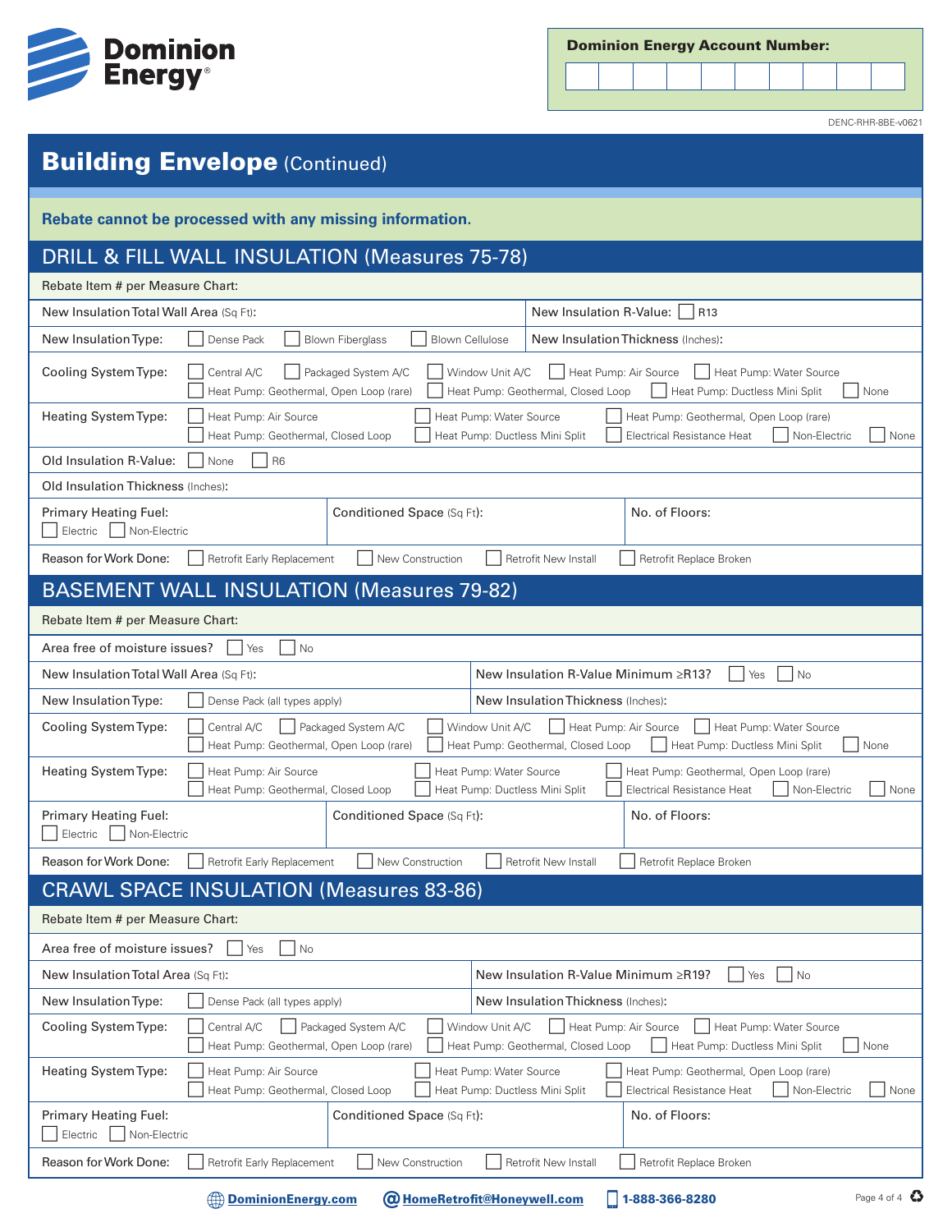Dominion Energy

**Dominion Energy Account Number:**

DENC-RHR-8BE-v0621

# Building Envelope (Continued)

**Rebate cannot be processed with any missing information.**

## DRILL & FILL WALL INSULATION (Measures 75-78)

Rebate Item # per Measure Chart:

New Insulation Total Wall Area (Sq Ft):

New Insulation R-Value: ☐ R13

New Insulation Type: ☐ Dense Pack ☐ Blown Fiberglass ☐ Blown Cellulose

New Insulation Thickness (Inches):

Cooling System Type: ☐ Central A/C ☐ Packaged System A/C ☐ Window Unit A/C ☐ Heat Pump: Air Source ☐ Heat Pump: Water Source ☐ Heat Pump: Geothermal, Open Loop (rare) ☐ Heat Pump: Geothermal, Closed Loop ☐ Heat Pump: Ductless Mini Split ☐ None

Heating System Type: ☐ Heat Pump: Air Source ☐ Heat Pump: Water Source ☐ Heat Pump: Geothermal, Open Loop (rare) ☐ Heat Pump: Geothermal, Closed Loop ☐ Heat Pump: Ductless Mini Split ☐ Electrical Resistance Heat ☐ Non-Electric ☐ None

Old Insulation R-Value: ☐ None ☐ R6

Old Insulation Thickness (Inches):

Primary Heating Fuel: ☐ Electric ☐ Non-Electric

Conditioned Space (Sq Ft):

No. of Floors:

Reason for Work Done: ☐ Retrofit Early Replacement ☐ New Construction ☐ Retrofit New Install ☐ Retrofit Replace Broken

## BASEMENT WALL INSULATION (Measures 79-82)

Rebate Item # per Measure Chart:

Area free of moisture issues? ☐ Yes ☐ No

New Insulation Total Wall Area (Sq Ft):

New Insulation R-Value Minimum ≥R13? ☐ Yes ☐ No

New Insulation Type: ☐ Dense Pack (all types apply)

New Insulation Thickness (Inches):

Cooling System Type: ☐ Central A/C ☐ Packaged System A/C ☐ Window Unit A/C ☐ Heat Pump: Air Source ☐ Heat Pump: Water Source ☐ Heat Pump: Geothermal, Open Loop (rare) ☐ Heat Pump: Geothermal, Closed Loop ☐ Heat Pump: Ductless Mini Split ☐ None

Heating System Type: ☐ Heat Pump: Air Source ☐ Heat Pump: Water Source ☐ Heat Pump: Geothermal, Open Loop (rare) ☐ Heat Pump: Geothermal, Closed Loop ☐ Heat Pump: Ductless Mini Split ☐ Electrical Resistance Heat ☐ Non-Electric ☐ None

Primary Heating Fuel: ☐ Electric ☐ Non-Electric

Conditioned Space (Sq Ft):

No. of Floors:

Reason for Work Done: ☐ Retrofit Early Replacement ☐ New Construction ☐ Retrofit New Install ☐ Retrofit Replace Broken

## CRAWL SPACE INSULATION (Measures 83-86)

Rebate Item # per Measure Chart:

Area free of moisture issues? ☐ Yes ☐ No

New Insulation Total Area (Sq Ft):

New Insulation R-Value Minimum ≥R19? ☐ Yes ☐ No

New Insulation Type: ☐ Dense Pack (all types apply)

New Insulation Thickness (Inches):

Cooling System Type: ☐ Central A/C ☐ Packaged System A/C ☐ Window Unit A/C ☐ Heat Pump: Air Source ☐ Heat Pump: Water Source ☐ Heat Pump: Geothermal, Open Loop (rare) ☐ Heat Pump: Geothermal, Closed Loop ☐ Heat Pump: Ductless Mini Split ☐ None

Heating System Type: ☐ Heat Pump: Air Source ☐ Heat Pump: Water Source ☐ Heat Pump: Geothermal, Open Loop (rare) ☐ Heat Pump: Geothermal, Closed Loop ☐ Heat Pump: Ductless Mini Split ☐ Electrical Resistance Heat ☐ Non-Electric ☐ None

Primary Heating Fuel: ☐ Electric ☐ Non-Electric

Conditioned Space (Sq Ft):

No. of Floors:

Reason for Work Done: ☐ Retrofit Early Replacement ☐ New Construction ☐ Retrofit New Install ☐ Retrofit Replace Broken

DominionEnergy.com HomeRetrofit@Honeywell.com 1-888-366-8280